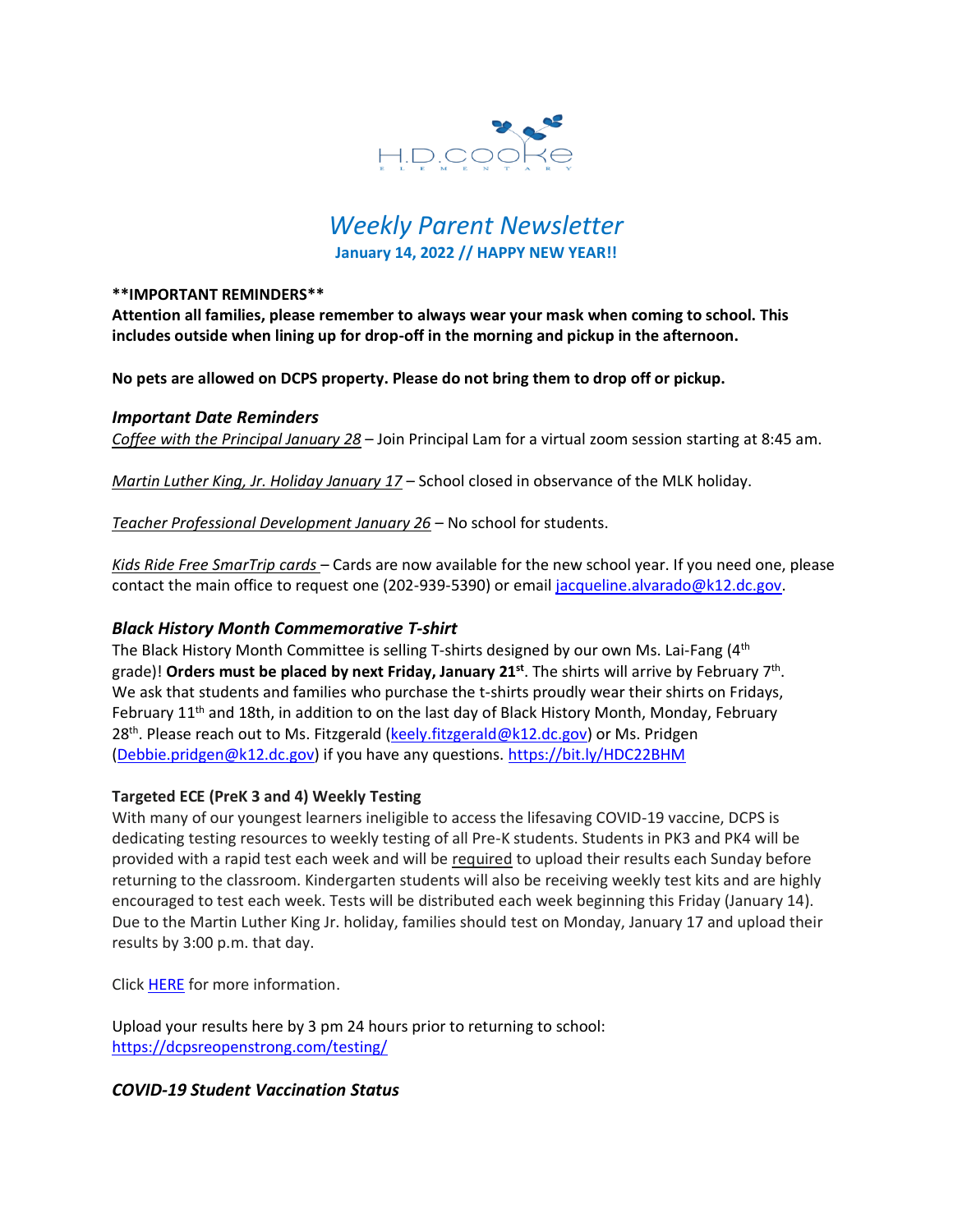H.D. COOKE ELEMENTARY

# *Weekly Parent Newsletter*

**January 14, 2022 // HAPPY NEW YEAR!!**

**\*\*IMPORTANT REMINDERS\*\***

**Attention all families, please remember to always wear your mask when coming to school. This includes outside when lining up for drop-off in the morning and pickup in the afternoon.**

**No pets are allowed on DCPS property. Please do not bring them to drop off or pickup.**

## *Important Date Reminders*

*Coffee with the Principal January 28* – Join Principal Lam for a virtual zoom session starting at 8:45 am.

*Martin Luther King, Jr. Holiday January 17* – School closed in observance of the MLK holiday.

*Teacher Professional Development January 26* – No school for students.

*Kids Ride Free SmarTrip cards* – Cards are now available for the new school year. If you need one, please contact the main office to request one (202-939-5390) or email jacqueline.alvarado@k12.dc.gov.

## *Black History Month Commemorative T-shirt*

The Black History Month Committee is selling T-shirts designed by our own Ms. Lai-Fang (4th grade)! **Orders must be placed by next Friday, January 21st**. The shirts will arrive by February 7th. We ask that students and families who purchase the t-shirts proudly wear their shirts on Fridays, February 11th and 18th, in addition to on the last day of Black History Month, Monday, February 28th. Please reach out to Ms. Fitzgerald (keely.fitzgerald@k12.dc.gov) or Ms. Pridgen (Debbie.pridgen@k12.dc.gov) if you have any questions. https://bit.ly/HDC22BHM

### Targeted ECE (PreK 3 and 4) Weekly Testing

With many of our youngest learners ineligible to access the lifesaving COVID-19 vaccine, DCPS is dedicating testing resources to weekly testing of all Pre-K students. Students in PK3 and PK4 will be provided with a rapid test each week and will be required to upload their results each Sunday before returning to the classroom. Kindergarten students will also be receiving weekly test kits and are highly encouraged to test each week. Tests will be distributed each week beginning this Friday (January 14). Due to the Martin Luther King Jr. holiday, families should test on Monday, January 17 and upload their results by 3:00 p.m. that day.

Click HERE for more information.

Upload your results here by 3 pm 24 hours prior to returning to school: https://dcpsreopenstrong.com/testing/

## *COVID-19 Student Vaccination Status*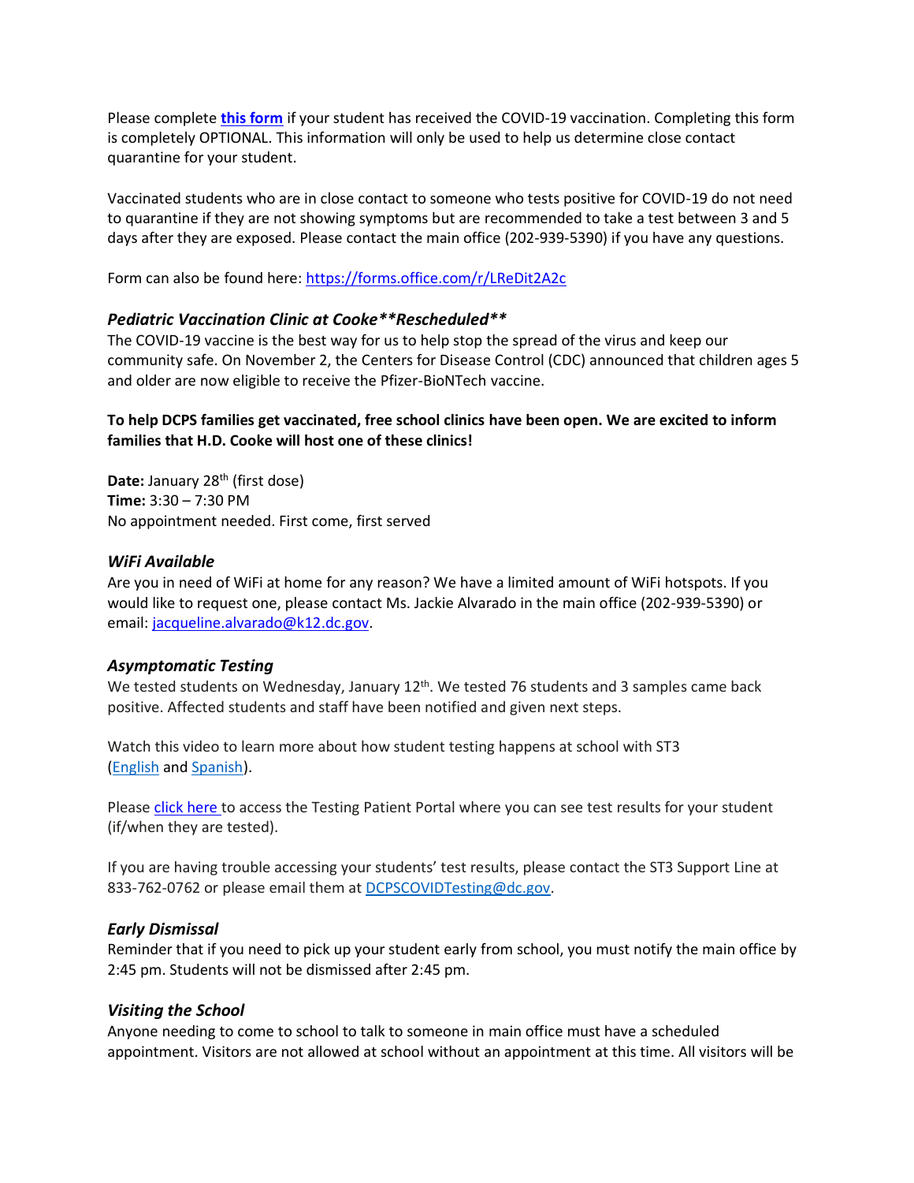Please complete **[this form](https://forms.office.com/r/LReDit2A2c)** if your student has received the COVID-19 vaccination. Completing this form is completely OPTIONAL. This information will only be used to help us determine close contact quarantine for your student.

Vaccinated students who are in close contact to someone who tests positive for COVID-19 do not need to quarantine if they are not showing symptoms but are recommended to take a test between 3 and 5 days after they are exposed. Please contact the main office (202-939-5390) if you have any questions.

Form can also be found here: https://forms.office.com/r/LReDit2A2c

### *Pediatric Vaccination Clinic at Cooke**Rescheduled***

The COVID-19 vaccine is the best way for us to help stop the spread of the virus and keep our community safe. On November 2, the Centers for Disease Control (CDC) announced that children ages 5 and older are now eligible to receive the Pfizer-BioNTech vaccine.

**To help DCPS families get vaccinated, free school clinics have been open. We are excited to inform families that H.D. Cooke will host one of these clinics!**

**Date:** January 28th (first dose)
**Time:** 3:30 – 7:30 PM
No appointment needed. First come, first served

### *WiFi Available*

Are you in need of WiFi at home for any reason? We have a limited amount of WiFi hotspots. If you would like to request one, please contact Ms. Jackie Alvarado in the main office (202-939-5390) or email: jacqueline.alvarado@k12.dc.gov.

### *Asymptomatic Testing*

We tested students on Wednesday, January 12th. We tested 76 students and 3 samples came back positive. Affected students and staff have been notified and given next steps.

Watch this video to learn more about how student testing happens at school with ST3 (English and Spanish).

Please click here to access the Testing Patient Portal where you can see test results for your student (if/when they are tested).

If you are having trouble accessing your students' test results, please contact the ST3 Support Line at 833-762-0762 or please email them at DCPSCOVIDTesting@dc.gov.

### *Early Dismissal*

Reminder that if you need to pick up your student early from school, you must notify the main office by 2:45 pm. Students will not be dismissed after 2:45 pm.

### *Visiting the School*

Anyone needing to come to school to talk to someone in main office must have a scheduled appointment. Visitors are not allowed at school without an appointment at this time. All visitors will be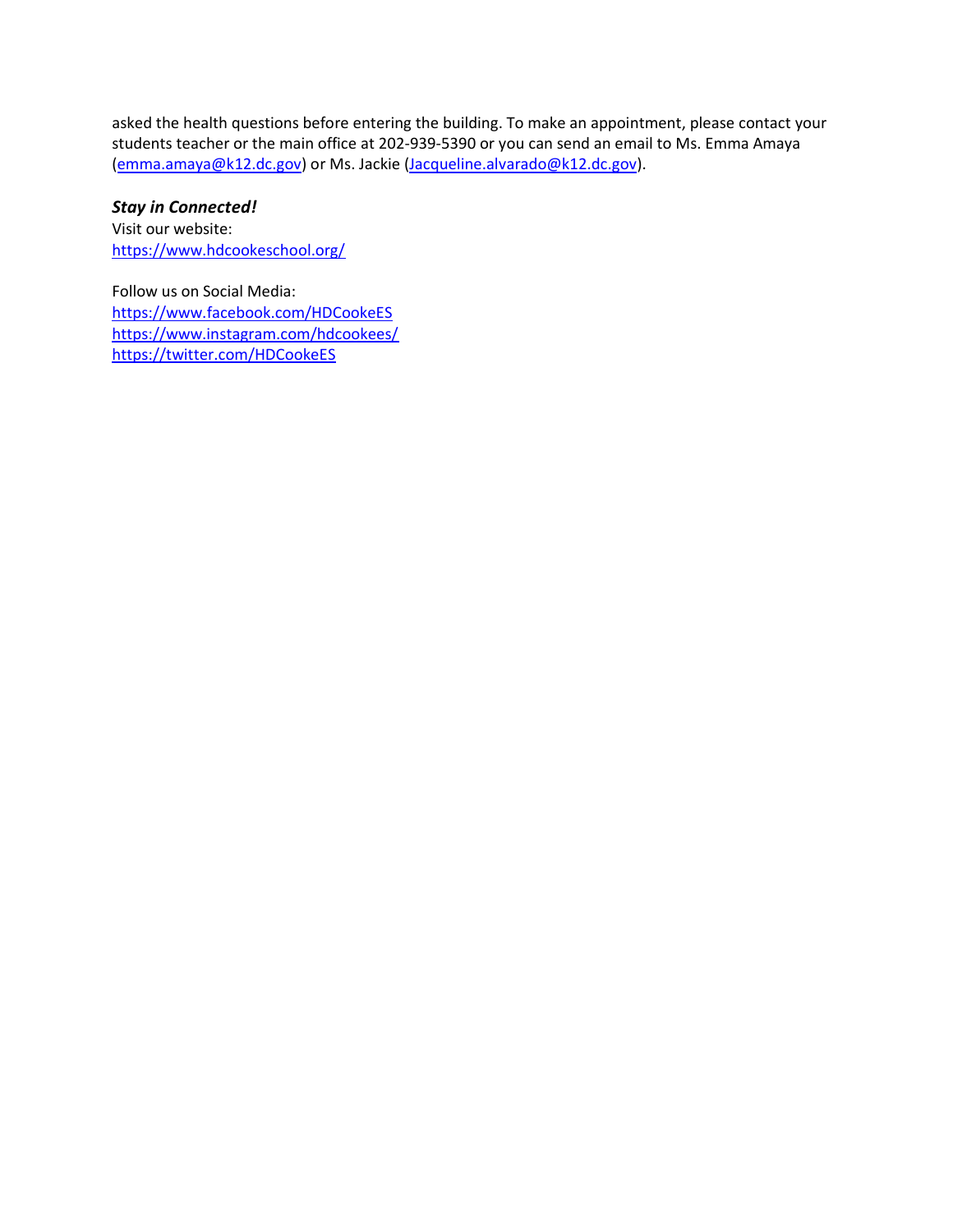asked the health questions before entering the building. To make an appointment, please contact your students teacher or the main office at 202-939-5390 or you can send an email to Ms. Emma Amaya (emma.amaya@k12.dc.gov) or Ms. Jackie (Jacqueline.alvarado@k12.dc.gov).

***Stay in Connected!***

Visit our website:
https://www.hdcookeschool.org/

Follow us on Social Media:
https://www.facebook.com/HDCookeES
https://www.instagram.com/hdcookees/
https://twitter.com/HDCookeES